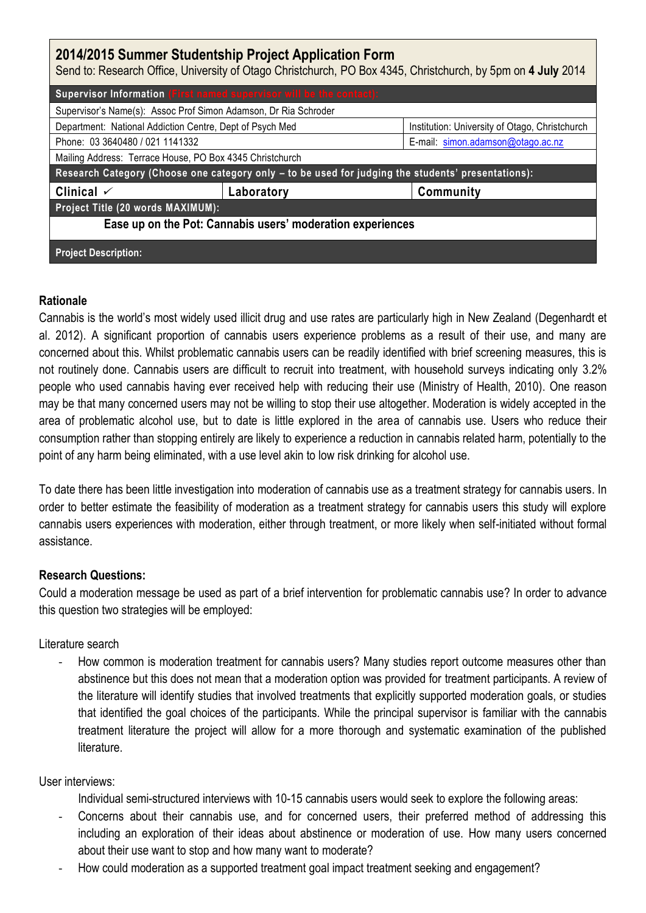## 2014/2015 Summer Studentship Project Application Form

Send to: Research Office, University of Otago Christchurch, PO Box 4345, Christchurch, by 5pm on **4 July** 2014

| **Supervisor Information** (First named supervisor will be the contact): | | |
|---|---|---|
| Supervisor's Name(s): Assoc Prof Simon Adamson, Dr Ria Schroder | | |
| Department: National Addiction Centre, Dept of Psych Med | | Institution: University of Otago, Christchurch |
| Phone: 03 3640480 / 021 1141332 | | E-mail: simon.adamson@otago.ac.nz |
| Mailing Address: Terrace House, PO Box 4345 Christchurch | | |
| **Research Category (Choose one category only – to be used for judging the students' presentations):** | | |
| **Clinical** ✓ | **Laboratory** | **Community** |
| **Project Title (20 words MAXIMUM):** | | |
| **Ease up on the Pot: Cannabis users' moderation experiences** | | |
| **Project Description:** | | |

### Rationale

Cannabis is the world's most widely used illicit drug and use rates are particularly high in New Zealand (Degenhardt et al. 2012). A significant proportion of cannabis users experience problems as a result of their use, and many are concerned about this. Whilst problematic cannabis users can be readily identified with brief screening measures, this is not routinely done. Cannabis users are difficult to recruit into treatment, with household surveys indicating only 3.2% people who used cannabis having ever received help with reducing their use (Ministry of Health, 2010). One reason may be that many concerned users may not be willing to stop their use altogether. Moderation is widely accepted in the area of problematic alcohol use, but to date is little explored in the area of cannabis use. Users who reduce their consumption rather than stopping entirely are likely to experience a reduction in cannabis related harm, potentially to the point of any harm being eliminated, with a use level akin to low risk drinking for alcohol use.

To date there has been little investigation into moderation of cannabis use as a treatment strategy for cannabis users. In order to better estimate the feasibility of moderation as a treatment strategy for cannabis users this study will explore cannabis users experiences with moderation, either through treatment, or more likely when self-initiated without formal assistance.

### Research Questions:

Could a moderation message be used as part of a brief intervention for problematic cannabis use? In order to advance this question two strategies will be employed:

Literature search

- How common is moderation treatment for cannabis users? Many studies report outcome measures other than abstinence but this does not mean that a moderation option was provided for treatment participants. A review of the literature will identify studies that involved treatments that explicitly supported moderation goals, or studies that identified the goal choices of the participants. While the principal supervisor is familiar with the cannabis treatment literature the project will allow for a more thorough and systematic examination of the published literature.

User interviews:

Individual semi-structured interviews with 10-15 cannabis users would seek to explore the following areas:

- Concerns about their cannabis use, and for concerned users, their preferred method of addressing this including an exploration of their ideas about abstinence or moderation of use. How many users concerned about their use want to stop and how many want to moderate?
- How could moderation as a supported treatment goal impact treatment seeking and engagement?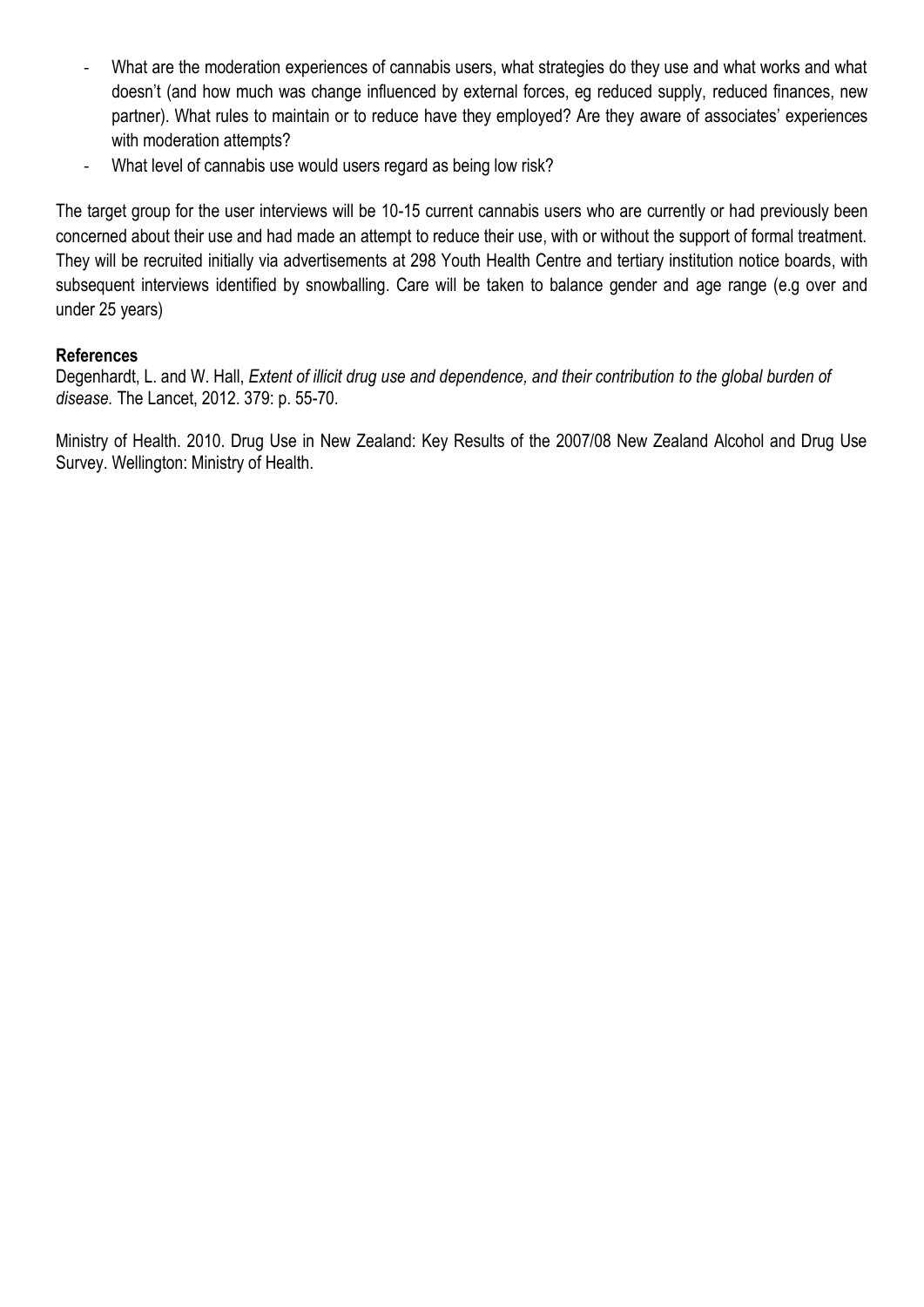- What are the moderation experiences of cannabis users, what strategies do they use and what works and what doesn't (and how much was change influenced by external forces, eg reduced supply, reduced finances, new partner). What rules to maintain or to reduce have they employed? Are they aware of associates' experiences with moderation attempts?
- What level of cannabis use would users regard as being low risk?

The target group for the user interviews will be 10-15 current cannabis users who are currently or had previously been concerned about their use and had made an attempt to reduce their use, with or without the support of formal treatment. They will be recruited initially via advertisements at 298 Youth Health Centre and tertiary institution notice boards, with subsequent interviews identified by snowballing. Care will be taken to balance gender and age range (e.g over and under 25 years)

**References**

Degenhardt, L. and W. Hall, *Extent of illicit drug use and dependence, and their contribution to the global burden of disease.* The Lancet, 2012. 379: p. 55-70.

Ministry of Health. 2010. Drug Use in New Zealand: Key Results of the 2007/08 New Zealand Alcohol and Drug Use Survey. Wellington: Ministry of Health.